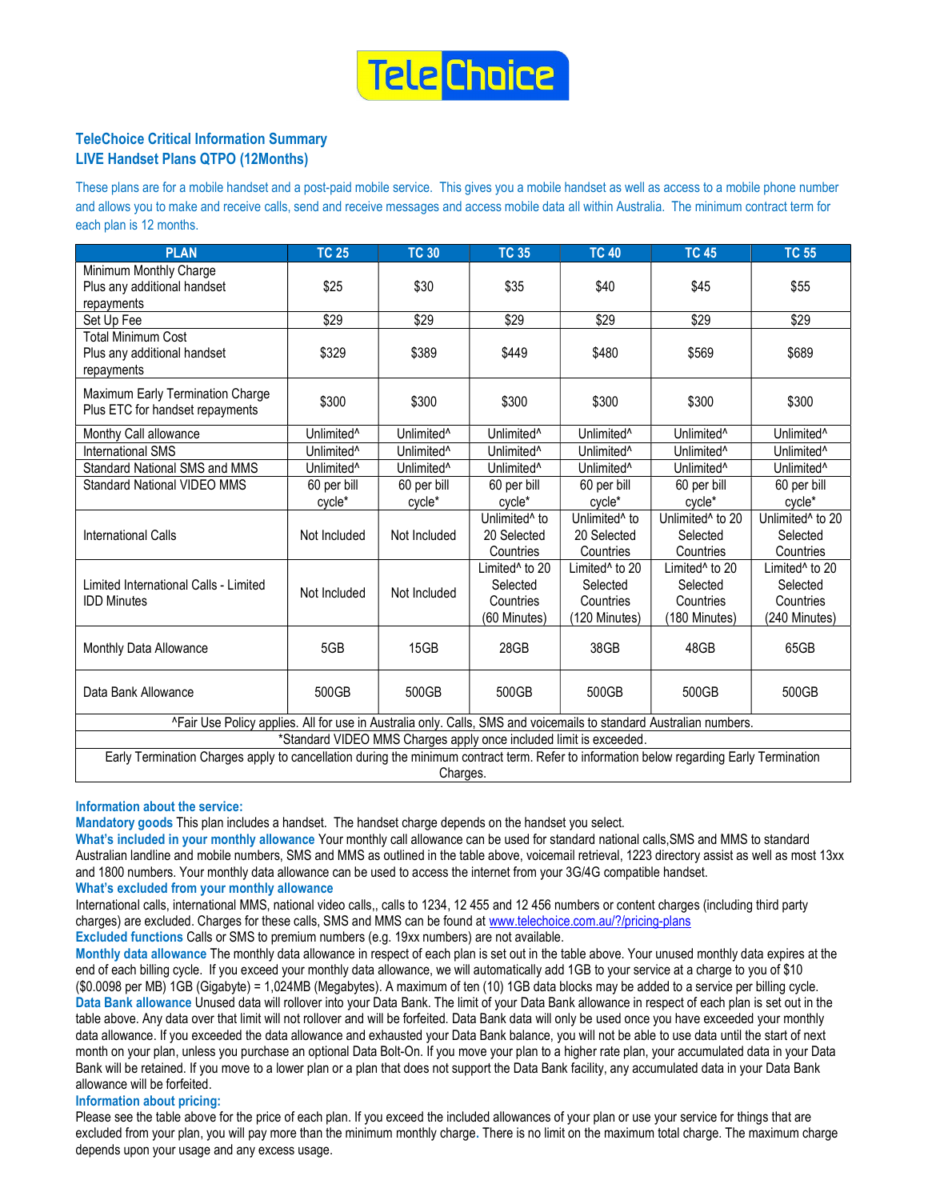TeleChoice

## TeleChoice Critical Information Summary
## LIVE Handset Plans QTPO (12Months)

These plans are for a mobile handset and a post-paid mobile service. This gives you a mobile handset as well as access to a mobile phone number and allows you to make and receive calls, send and receive messages and access mobile data all within Australia. The minimum contract term for each plan is 12 months.

| PLAN | TC 25 | TC 30 | TC 35 | TC 40 | TC 45 | TC 55 |
|---|---|---|---|---|---|---|
| Minimum Monthly Charge Plus any additional handset repayments | $25 | $30 | $35 | $40 | $45 | $55 |
| Set Up Fee | $29 | $29 | $29 | $29 | $29 | $29 |
| Total Minimum Cost Plus any additional handset repayments | $329 | $389 | $449 | $480 | $569 | $689 |
| Maximum Early Termination Charge Plus ETC for handset repayments | $300 | $300 | $300 | $300 | $300 | $300 |
| Monthy Call allowance | Unlimited^ | Unlimited^ | Unlimited^ | Unlimited^ | Unlimited^ | Unlimited^ |
| International SMS | Unlimited^ | Unlimited^ | Unlimited^ | Unlimited^ | Unlimited^ | Unlimited^ |
| Standard National SMS and MMS | Unlimited^ | Unlimited^ | Unlimited^ | Unlimited^ | Unlimited^ | Unlimited^ |
| Standard National VIDEO MMS | 60 per bill cycle* | 60 per bill cycle* | 60 per bill cycle* | 60 per bill cycle* | 60 per bill cycle* | 60 per bill cycle* |
| International Calls | Not Included | Not Included | Unlimited^ to 20 Selected Countries | Unlimited^ to 20 Selected Countries | Unlimited^ to 20 Selected Countries | Unlimited^ to 20 Selected Countries |
| Limited International Calls - Limited IDD Minutes | Not Included | Not Included | Limited^ to 20 Selected Countries (60 Minutes) | Limited^ to 20 Selected Countries (120 Minutes) | Limited^ to 20 Selected Countries (180 Minutes) | Limited^ to 20 Selected Countries (240 Minutes) |
| Monthly Data Allowance | 5GB | 15GB | 28GB | 38GB | 48GB | 65GB |
| Data Bank Allowance | 500GB | 500GB | 500GB | 500GB | 500GB | 500GB |
| ^Fair Use Policy applies. All for use in Australia only. Calls, SMS and voicemails to standard Australian numbers. | | | | | | |
| *Standard VIDEO MMS Charges apply once included limit is exceeded. | | | | | | |
| Early Termination Charges apply to cancellation during the minimum contract term. Refer to information below regarding Early Termination Charges. | | | | | | |

**Information about the service:**

**Mandatory goods** This plan includes a handset. The handset charge depends on the handset you select.

**What's included in your monthly allowance** Your monthly call allowance can be used for standard national calls,SMS and MMS to standard Australian landline and mobile numbers, SMS and MMS as outlined in the table above, voicemail retrieval, 1223 directory assist as well as most 13xx and 1800 numbers. Your monthly data allowance can be used to access the internet from your 3G/4G compatible handset.

**What's excluded from your monthly allowance**

International calls, international MMS, national video calls,, calls to 1234, 12 455 and 12 456 numbers or content charges (including third party charges) are excluded. Charges for these calls, SMS and MMS can be found at www.telechoice.com.au/?/pricing-plans

**Excluded functions** Calls or SMS to premium numbers (e.g. 19xx numbers) are not available.

**Monthly data allowance** The monthly data allowance in respect of each plan is set out in the table above. Your unused monthly data expires at the end of each billing cycle. If you exceed your monthly data allowance, we will automatically add 1GB to your service at a charge to you of $10 ($0.0098 per MB) 1GB (Gigabyte) = 1,024MB (Megabytes). A maximum of ten (10) 1GB data blocks may be added to a service per billing cycle.

**Data Bank allowance** Unused data will rollover into your Data Bank. The limit of your Data Bank allowance in respect of each plan is set out in the table above. Any data over that limit will not rollover and will be forfeited. Data Bank data will only be used once you have exceeded your monthly data allowance. If you exceeded the data allowance and exhausted your Data Bank balance, you will not be able to use data until the start of next month on your plan, unless you purchase an optional Data Bolt-On. If you move your plan to a higher rate plan, your accumulated data in your Data Bank will be retained. If you move to a lower plan or a plan that does not support the Data Bank facility, any accumulated data in your Data Bank allowance will be forfeited.

**Information about pricing:**

Please see the table above for the price of each plan. If you exceed the included allowances of your plan or use your service for things that are excluded from your plan, you will pay more than the minimum monthly charge. There is no limit on the maximum total charge. The maximum charge depends upon your usage and any excess usage.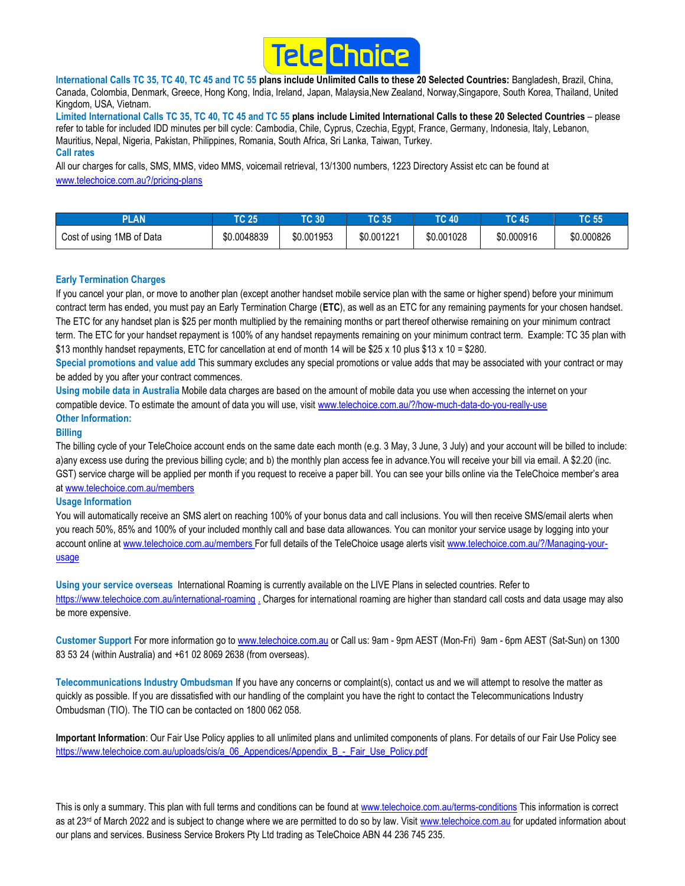TeleChoice

**International Calls TC 35, TC 40, TC 45 and TC 55 plans include Unlimited Calls to these 20 Selected Countries:** Bangladesh, Brazil, China, Canada, Colombia, Denmark, Greece, Hong Kong, India, Ireland, Japan, Malaysia,New Zealand, Norway,Singapore, South Korea, Thailand, United Kingdom, USA, Vietnam.

**Limited International Calls TC 35, TC 40, TC 45 and TC 55 plans include Limited International Calls to these 20 Selected Countries** – please refer to table for included IDD minutes per bill cycle: Cambodia, Chile, Cyprus, Czechia, Egypt, France, Germany, Indonesia, Italy, Lebanon, Mauritius, Nepal, Nigeria, Pakistan, Philippines, Romania, South Africa, Sri Lanka, Taiwan, Turkey.

**Call rates**

All our charges for calls, SMS, MMS, video MMS, voicemail retrieval, 13/1300 numbers, 1223 Directory Assist etc can be found at www.telechoice.com.au?/pricing-plans

| PLAN | TC 25 | TC 30 | TC 35 | TC 40 | TC 45 | TC 55 |
|---|---|---|---|---|---|---|
| Cost of using 1MB of Data | $0.0048839 | $0.001953 | $0.001221 | $0.001028 | $0.000916 | $0.000826 |

**Early Termination Charges**

If you cancel your plan, or move to another plan (except another handset mobile service plan with the same or higher spend) before your minimum contract term has ended, you must pay an Early Termination Charge (**ETC**), as well as an ETC for any remaining payments for your chosen handset. The ETC for any handset plan is $25 per month multiplied by the remaining months or part thereof otherwise remaining on your minimum contract term. The ETC for your handset repayment is 100% of any handset repayments remaining on your minimum contract term. Example: TC 35 plan with $13 monthly handset repayments, ETC for cancellation at end of month 14 will be $25 x 10 plus $13 x 10 = $280.

**Special promotions and value add** This summary excludes any special promotions or value adds that may be associated with your contract or may be added by you after your contract commences.

**Using mobile data in Australia** Mobile data charges are based on the amount of mobile data you use when accessing the internet on your compatible device. To estimate the amount of data you will use, visit www.telechoice.com.au/?/how-much-data-do-you-really-use

**Other Information:**

**Billing**

The billing cycle of your TeleChoice account ends on the same date each month (e.g. 3 May, 3 June, 3 July) and your account will be billed to include: a)any excess use during the previous billing cycle; and b) the monthly plan access fee in advance.You will receive your bill via email. A $2.20 (inc. GST) service charge will be applied per month if you request to receive a paper bill. You can see your bills online via the TeleChoice member's area at www.telechoice.com.au/members

**Usage Information**

You will automatically receive an SMS alert on reaching 100% of your bonus data and call inclusions. You will then receive SMS/email alerts when you reach 50%, 85% and 100% of your included monthly call and base data allowances. You can monitor your service usage by logging into your account online at www.telechoice.com.au/members For full details of the TeleChoice usage alerts visit www.telechoice.com.au/?/Managing-your-usage

**Using your service overseas** International Roaming is currently available on the LIVE Plans in selected countries. Refer to https://www.telechoice.com.au/international-roaming . Charges for international roaming are higher than standard call costs and data usage may also be more expensive.

**Customer Support** For more information go to www.telechoice.com.au or Call us: 9am - 9pm AEST (Mon-Fri) 9am - 6pm AEST (Sat-Sun) on 1300 83 53 24 (within Australia) and +61 02 8069 2638 (from overseas).

**Telecommunications Industry Ombudsman** If you have any concerns or complaint(s), contact us and we will attempt to resolve the matter as quickly as possible. If you are dissatisfied with our handling of the complaint you have the right to contact the Telecommunications Industry Ombudsman (TIO). The TIO can be contacted on 1800 062 058.

**Important Information**: Our Fair Use Policy applies to all unlimited plans and unlimited components of plans. For details of our Fair Use Policy see https://www.telechoice.com.au/uploads/cis/a_06_Appendices/Appendix_B_-_Fair_Use_Policy.pdf

This is only a summary. This plan with full terms and conditions can be found at www.telechoice.com.au/terms-conditions This information is correct as at 23rd of March 2022 and is subject to change where we are permitted to do so by law. Visit www.telechoice.com.au for updated information about our plans and services. Business Service Brokers Pty Ltd trading as TeleChoice ABN 44 236 745 235.